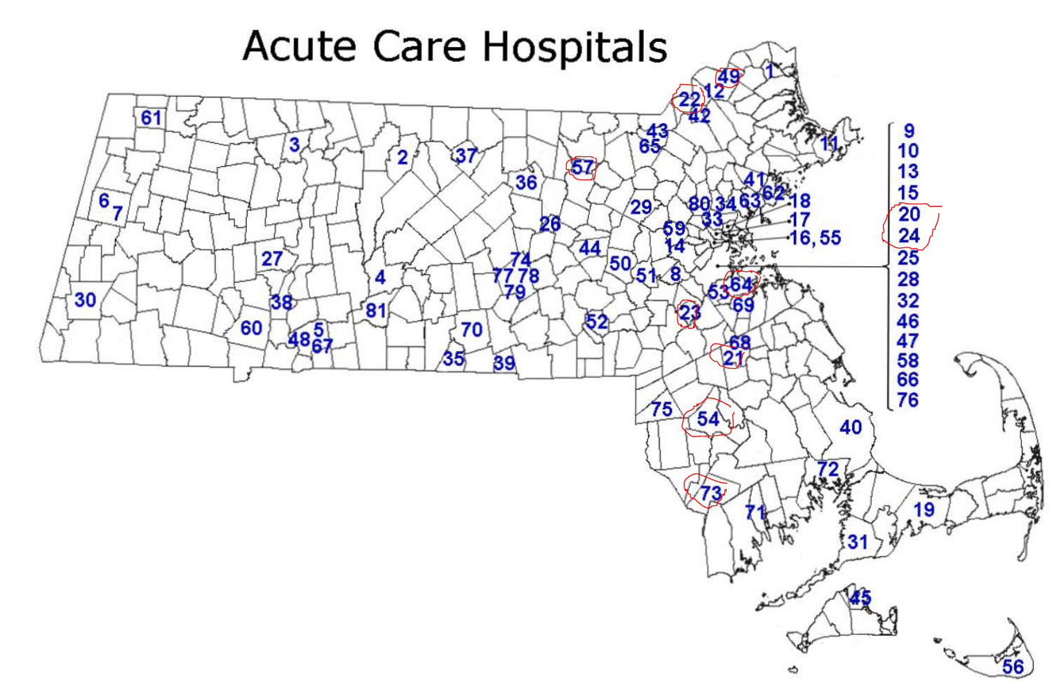# Acute Care Hospitals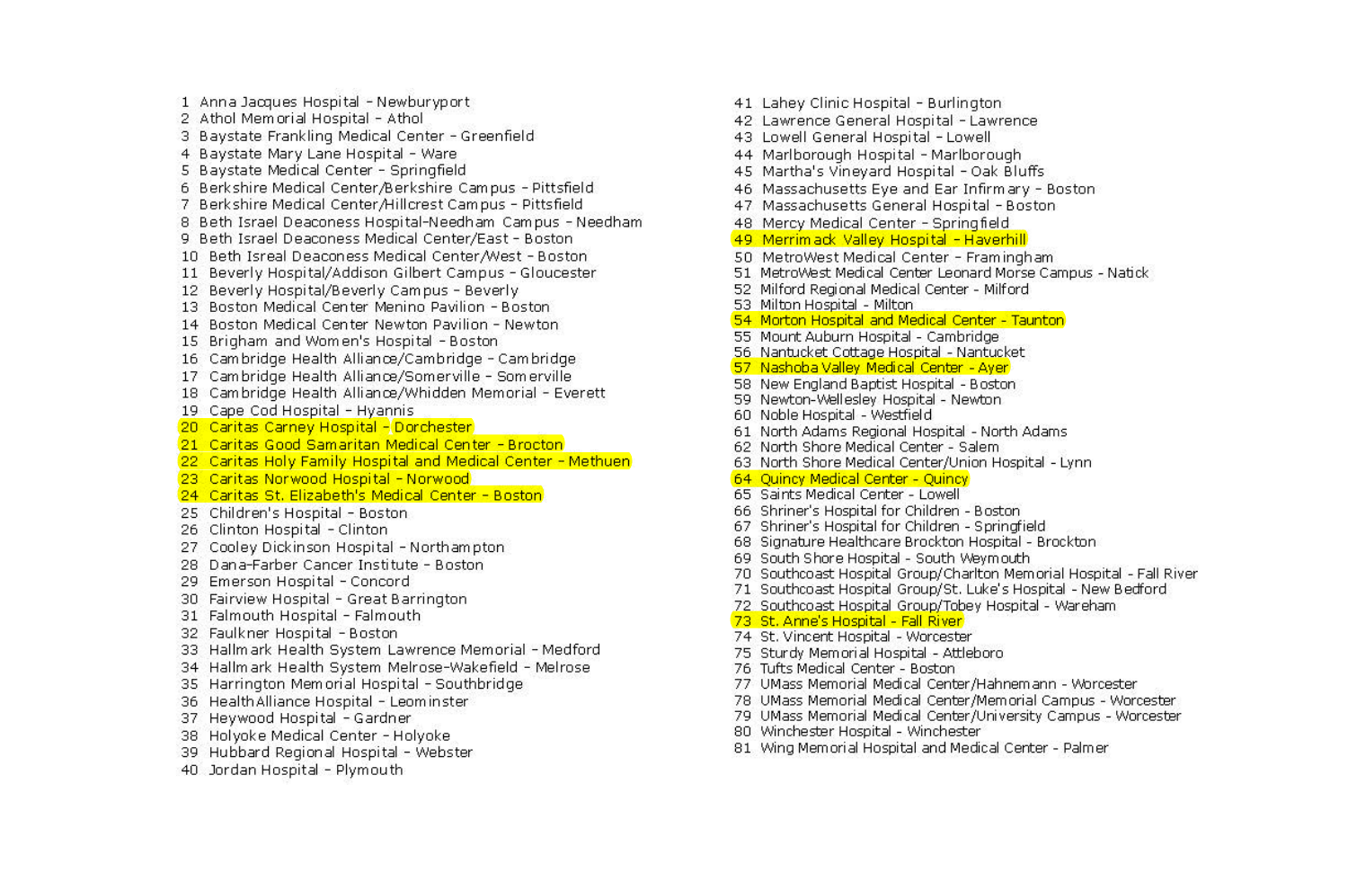1 Anna Jacques Hospital - Newburyport
2 Athol Memorial Hospital - Athol
3 Baystate Frankling Medical Center - Greenfield
4 Baystate Mary Lane Hospital - Ware
5 Baystate Medical Center - Springfield
6 Berkshire Medical Center/Berkshire Campus - Pittsfield
7 Berkshire Medical Center/Hillcrest Campus - Pittsfield
8 Beth Israel Deaconess Hospital-Needham Campus - Needham
9 Beth Israel Deaconess Medical Center/East - Boston
10 Beth Isreal Deaconess Medical Center/West - Boston
11 Beverly Hospital/Addison Gilbert Campus - Gloucester
12 Beverly Hospital/Beverly Campus - Beverly
13 Boston Medical Center Menino Pavilion - Boston
14 Boston Medical Center Newton Pavilion - Newton
15 Brigham and Women's Hospital - Boston
16 Cambridge Health Alliance/Cambridge - Cambridge
17 Cambridge Health Alliance/Somerville - Somerville
18 Cambridge Health Alliance/Whidden Memorial - Everett
19 Cape Cod Hospital - Hyannis
20 Caritas Carney Hospital - Dorchester
21 Caritas Good Samaritan Medical Center - Brocton
22 Caritas Holy Family Hospital and Medical Center - Methuen
23 Caritas Norwood Hospital - Norwood
24 Caritas St. Elizabeth's Medical Center - Boston
25 Children's Hospital - Boston
26 Clinton Hospital - Clinton
27 Cooley Dickinson Hospital - Northampton
28 Dana-Farber Cancer Institute - Boston
29 Emerson Hospital - Concord
30 Fairview Hospital - Great Barrington
31 Falmouth Hospital - Falmouth
32 Faulkner Hospital - Boston
33 Hallmark Health System Lawrence Memorial - Medford
34 Hallmark Health System Melrose-Wakefield - Melrose
35 Harrington Memorial Hospital - Southbridge
36 HealthAlliance Hospital - Leominster
37 Heywood Hospital - Gardner
38 Holyoke Medical Center - Holyoke
39 Hubbard Regional Hospital - Webster
40 Jordan Hospital - Plymouth
41 Lahey Clinic Hospital - Burlington
42 Lawrence General Hospital - Lawrence
43 Lowell General Hospital - Lowell
44 Marlborough Hospital - Marlborough
45 Martha's Vineyard Hospital - Oak Bluffs
46 Massachusetts Eye and Ear Infirmary - Boston
47 Massachusetts General Hospital - Boston
48 Mercy Medical Center - Springfield
49 Merrimack Valley Hospital - Haverhill
50 MetroWest Medical Center - Framingham
51 MetroWest Medical Center Leonard Morse Campus - Natick
52 Milford Regional Medical Center - Milford
53 Milton Hospital - Milton
54 Morton Hospital and Medical Center - Taunton
55 Mount Auburn Hospital - Cambridge
56 Nantucket Cottage Hospital - Nantucket
57 Nashoba Valley Medical Center - Ayer
58 New England Baptist Hospital - Boston
59 Newton-Wellesley Hospital - Newton
60 Noble Hospital - Westfield
61 North Adams Regional Hospital - North Adams
62 North Shore Medical Center - Salem
63 North Shore Medical Center/Union Hospital - Lynn
64 Quincy Medical Center - Quincy
65 Saints Medical Center - Lowell
66 Shriner's Hospital for Children - Boston
67 Shriner's Hospital for Children - Springfield
68 Signature Healthcare Brockton Hospital - Brockton
69 South Shore Hospital - South Weymouth
70 Southcoast Hospital Group/Charlton Memorial Hospital - Fall River
71 Southcoast Hospital Group/St. Luke's Hospital - New Bedford
72 Southcoast Hospital Group/Tobey Hospital - Wareham
73 St. Anne's Hospital - Fall River
74 St. Vincent Hospital - Worcester
75 Sturdy Memorial Hospital - Attleboro
76 Tufts Medical Center - Boston
77 UMass Memorial Medical Center/Hahnemann - Worcester
78 UMass Memorial Medical Center/Memorial Campus - Worcester
79 UMass Memorial Medical Center/University Campus - Worcester
80 Winchester Hospital - Winchester
81 Wing Memorial Hospital and Medical Center - Palmer